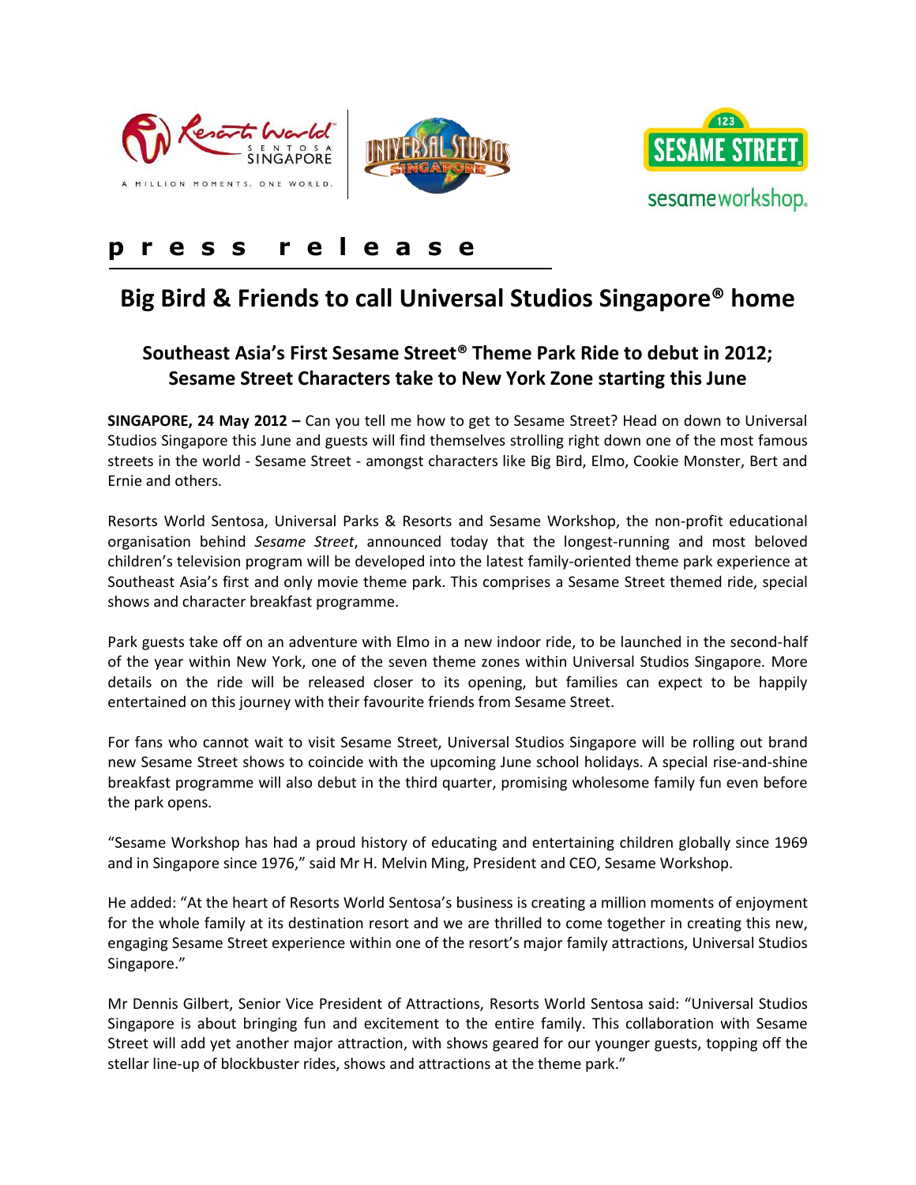**press release**

# Big Bird & Friends to call Universal Studios Singapore® home

## Southeast Asia's First Sesame Street® Theme Park Ride to debut in 2012; Sesame Street Characters take to New York Zone starting this June

**SINGAPORE, 24 May 2012 –** Can you tell me how to get to Sesame Street? Head on down to Universal Studios Singapore this June and guests will find themselves strolling right down one of the most famous streets in the world - Sesame Street - amongst characters like Big Bird, Elmo, Cookie Monster, Bert and Ernie and others.

Resorts World Sentosa, Universal Parks & Resorts and Sesame Workshop, the non-profit educational organisation behind *Sesame Street*, announced today that the longest-running and most beloved children's television program will be developed into the latest family-oriented theme park experience at Southeast Asia's first and only movie theme park. This comprises a Sesame Street themed ride, special shows and character breakfast programme.

Park guests take off on an adventure with Elmo in a new indoor ride, to be launched in the second-half of the year within New York, one of the seven theme zones within Universal Studios Singapore. More details on the ride will be released closer to its opening, but families can expect to be happily entertained on this journey with their favourite friends from Sesame Street.

For fans who cannot wait to visit Sesame Street, Universal Studios Singapore will be rolling out brand new Sesame Street shows to coincide with the upcoming June school holidays. A special rise-and-shine breakfast programme will also debut in the third quarter, promising wholesome family fun even before the park opens.

"Sesame Workshop has had a proud history of educating and entertaining children globally since 1969 and in Singapore since 1976," said Mr H. Melvin Ming, President and CEO, Sesame Workshop.

He added: "At the heart of Resorts World Sentosa's business is creating a million moments of enjoyment for the whole family at its destination resort and we are thrilled to come together in creating this new, engaging Sesame Street experience within one of the resort's major family attractions, Universal Studios Singapore."

Mr Dennis Gilbert, Senior Vice President of Attractions, Resorts World Sentosa said: "Universal Studios Singapore is about bringing fun and excitement to the entire family. This collaboration with Sesame Street will add yet another major attraction, with shows geared for our younger guests, topping off the stellar line-up of blockbuster rides, shows and attractions at the theme park."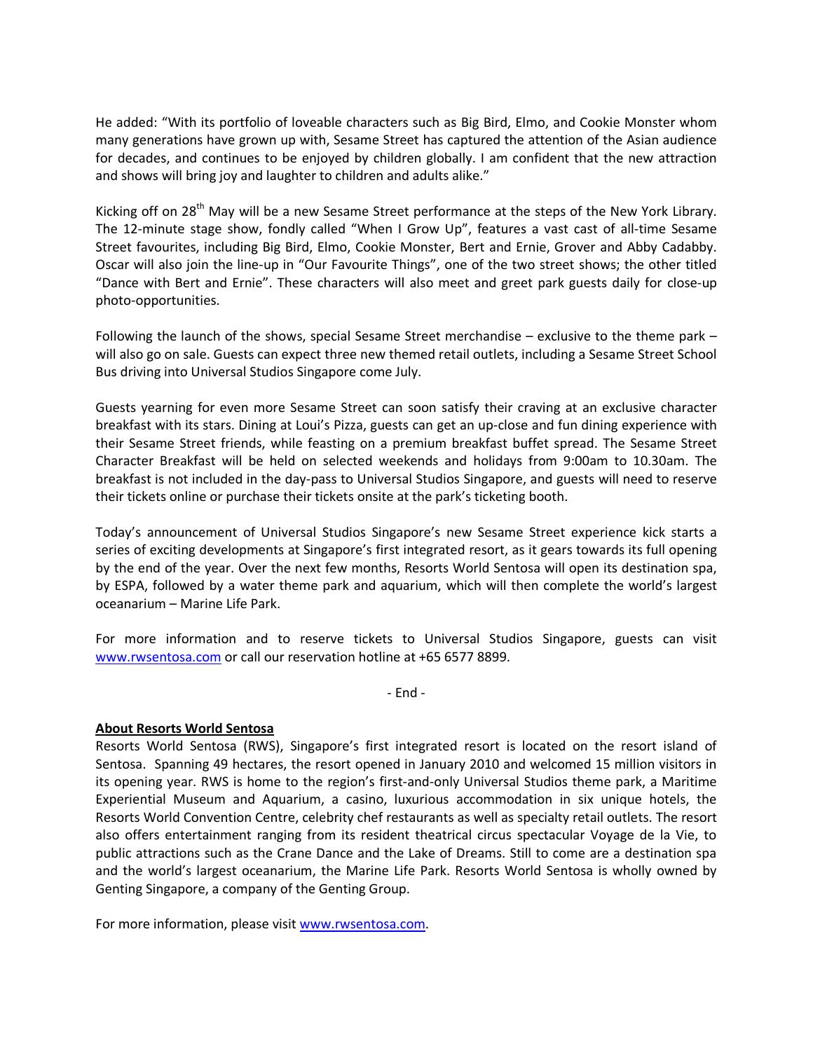He added: "With its portfolio of loveable characters such as Big Bird, Elmo, and Cookie Monster whom many generations have grown up with, Sesame Street has captured the attention of the Asian audience for decades, and continues to be enjoyed by children globally. I am confident that the new attraction and shows will bring joy and laughter to children and adults alike."

Kicking off on 28th May will be a new Sesame Street performance at the steps of the New York Library. The 12-minute stage show, fondly called "When I Grow Up", features a vast cast of all-time Sesame Street favourites, including Big Bird, Elmo, Cookie Monster, Bert and Ernie, Grover and Abby Cadabby. Oscar will also join the line-up in "Our Favourite Things", one of the two street shows; the other titled "Dance with Bert and Ernie". These characters will also meet and greet park guests daily for close-up photo-opportunities.

Following the launch of the shows, special Sesame Street merchandise – exclusive to the theme park – will also go on sale. Guests can expect three new themed retail outlets, including a Sesame Street School Bus driving into Universal Studios Singapore come July.

Guests yearning for even more Sesame Street can soon satisfy their craving at an exclusive character breakfast with its stars. Dining at Loui's Pizza, guests can get an up-close and fun dining experience with their Sesame Street friends, while feasting on a premium breakfast buffet spread. The Sesame Street Character Breakfast will be held on selected weekends and holidays from 9:00am to 10.30am. The breakfast is not included in the day-pass to Universal Studios Singapore, and guests will need to reserve their tickets online or purchase their tickets onsite at the park's ticketing booth.

Today's announcement of Universal Studios Singapore's new Sesame Street experience kick starts a series of exciting developments at Singapore's first integrated resort, as it gears towards its full opening by the end of the year. Over the next few months, Resorts World Sentosa will open its destination spa, by ESPA, followed by a water theme park and aquarium, which will then complete the world's largest oceanarium – Marine Life Park.

For more information and to reserve tickets to Universal Studios Singapore, guests can visit www.rwsentosa.com or call our reservation hotline at +65 6577 8899.

- End -

**About Resorts World Sentosa**

Resorts World Sentosa (RWS), Singapore's first integrated resort is located on the resort island of Sentosa. Spanning 49 hectares, the resort opened in January 2010 and welcomed 15 million visitors in its opening year. RWS is home to the region's first-and-only Universal Studios theme park, a Maritime Experiential Museum and Aquarium, a casino, luxurious accommodation in six unique hotels, the Resorts World Convention Centre, celebrity chef restaurants as well as specialty retail outlets. The resort also offers entertainment ranging from its resident theatrical circus spectacular Voyage de la Vie, to public attractions such as the Crane Dance and the Lake of Dreams. Still to come are a destination spa and the world's largest oceanarium, the Marine Life Park. Resorts World Sentosa is wholly owned by Genting Singapore, a company of the Genting Group.

For more information, please visit www.rwsentosa.com.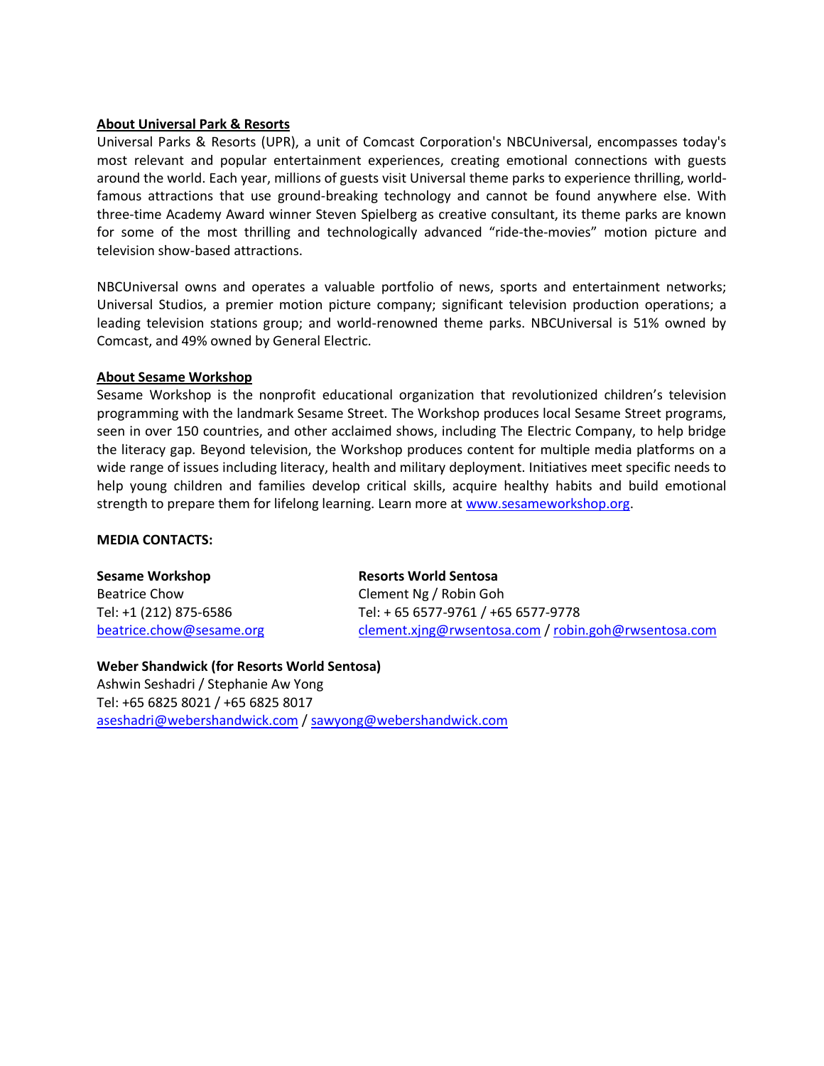**About Universal Park & Resorts**

Universal Parks & Resorts (UPR), a unit of Comcast Corporation's NBCUniversal, encompasses today's most relevant and popular entertainment experiences, creating emotional connections with guests around the world. Each year, millions of guests visit Universal theme parks to experience thrilling, world-famous attractions that use ground-breaking technology and cannot be found anywhere else. With three-time Academy Award winner Steven Spielberg as creative consultant, its theme parks are known for some of the most thrilling and technologically advanced "ride-the-movies" motion picture and television show-based attractions.

NBCUniversal owns and operates a valuable portfolio of news, sports and entertainment networks; Universal Studios, a premier motion picture company; significant television production operations; a leading television stations group; and world-renowned theme parks. NBCUniversal is 51% owned by Comcast, and 49% owned by General Electric.

**About Sesame Workshop**

Sesame Workshop is the nonprofit educational organization that revolutionized children's television programming with the landmark Sesame Street. The Workshop produces local Sesame Street programs, seen in over 150 countries, and other acclaimed shows, including The Electric Company, to help bridge the literacy gap. Beyond television, the Workshop produces content for multiple media platforms on a wide range of issues including literacy, health and military deployment. Initiatives meet specific needs to help young children and families develop critical skills, acquire healthy habits and build emotional strength to prepare them for lifelong learning. Learn more at www.sesameworkshop.org.

**MEDIA CONTACTS:**

**Sesame Workshop**
Beatrice Chow
Tel: +1 (212) 875-6586
beatrice.chow@sesame.org

**Resorts World Sentosa**
Clement Ng / Robin Goh
Tel: + 65 6577-9761 / +65 6577-9778
clement.xjng@rwsentosa.com / robin.goh@rwsentosa.com

**Weber Shandwick (for Resorts World Sentosa)**
Ashwin Seshadri / Stephanie Aw Yong
Tel: +65 6825 8021 / +65 6825 8017
aseshadri@webershandwick.com / sawyong@webershandwick.com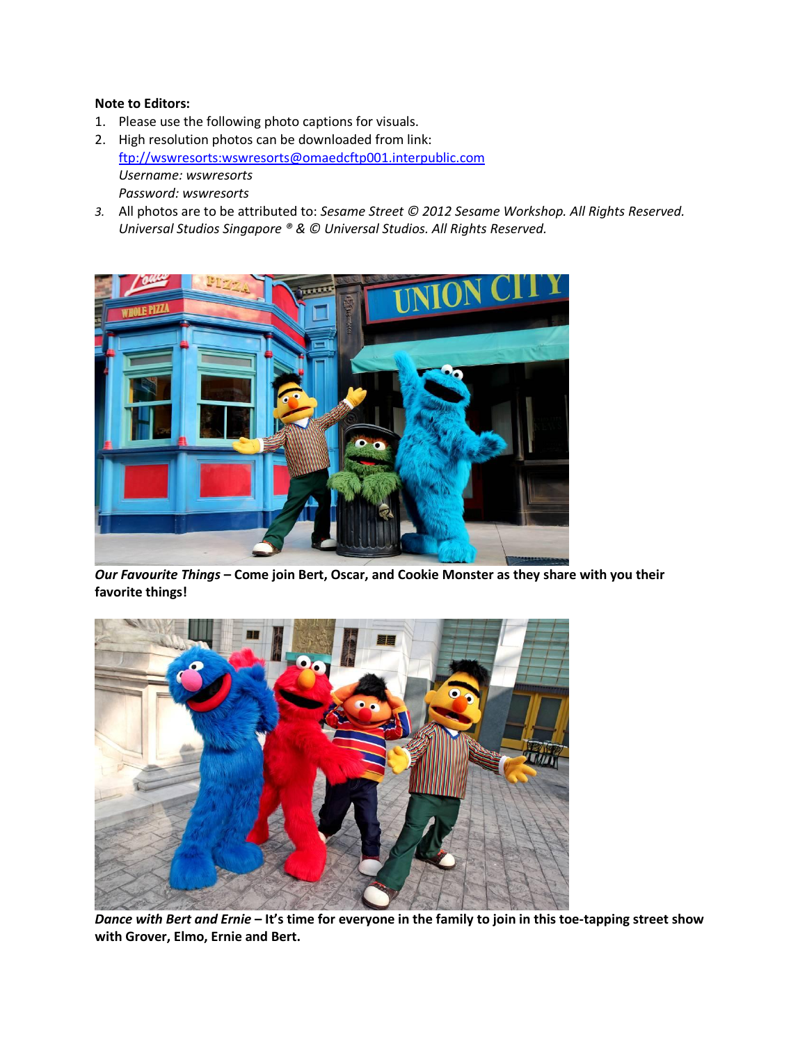**Note to Editors:**

1. Please use the following photo captions for visuals.
2. High resolution photos can be downloaded from link: [ftp://wswresorts:wswresorts@omaedcftp001.interpublic.com](ftp://wswresorts:wswresorts@omaedcftp001.interpublic.com)
   *Username: wswresorts*
   *Password: wswresorts*
3. All photos are to be attributed to: *Sesame Street © 2012 Sesame Workshop. All Rights Reserved. Universal Studios Singapore ® & © Universal Studios. All Rights Reserved.*

***Our Favourite Things* – Come join Bert, Oscar, and Cookie Monster as they share with you their favorite things!**

***Dance with Bert and Ernie* – It's time for everyone in the family to join in this toe-tapping street show with Grover, Elmo, Ernie and Bert.**